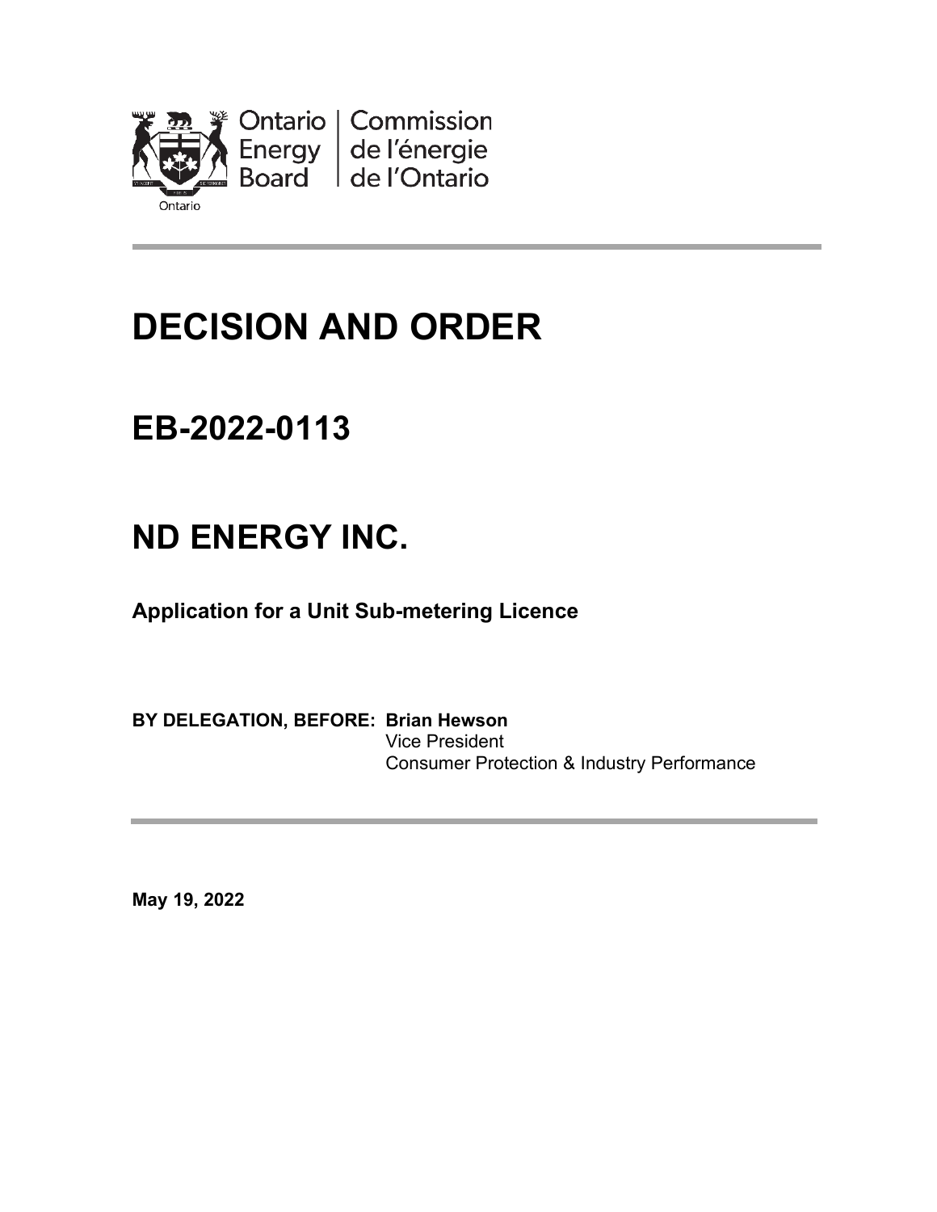Ontario Energy Board | Commission de l'énergie de l'Ontario

# DECISION AND ORDER

## EB-2022-0113

## ND ENERGY INC.

**Application for a Unit Sub-metering Licence**

**BY DELEGATION, BEFORE: Brian Hewson**
Vice President
Consumer Protection & Industry Performance

**May 19, 2022**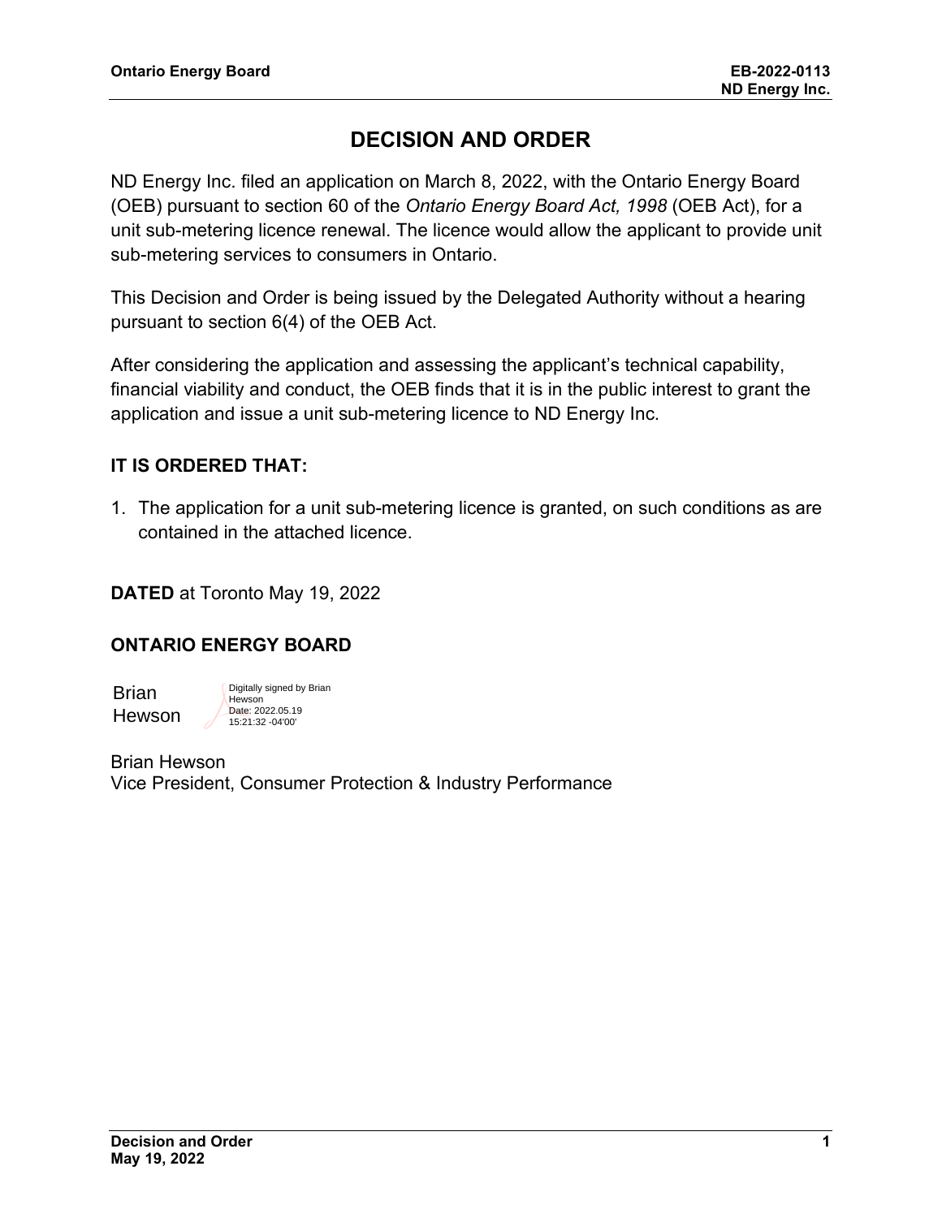# DECISION AND ORDER

ND Energy Inc. filed an application on March 8, 2022, with the Ontario Energy Board (OEB) pursuant to section 60 of the *Ontario Energy Board Act, 1998* (OEB Act), for a unit sub-metering licence renewal. The licence would allow the applicant to provide unit sub-metering services to consumers in Ontario.

This Decision and Order is being issued by the Delegated Authority without a hearing pursuant to section 6(4) of the OEB Act.

After considering the application and assessing the applicant's technical capability, financial viability and conduct, the OEB finds that it is in the public interest to grant the application and issue a unit sub-metering licence to ND Energy Inc.

**IT IS ORDERED THAT:**

1. The application for a unit sub-metering licence is granted, on such conditions as are contained in the attached licence.

**DATED** at Toronto May 19, 2022

**ONTARIO ENERGY BOARD**

Brian Hewson

Digitally signed by Brian Hewson
Date: 2022.05.19 15:21:32 -04'00'

Brian Hewson
Vice President, Consumer Protection & Industry Performance